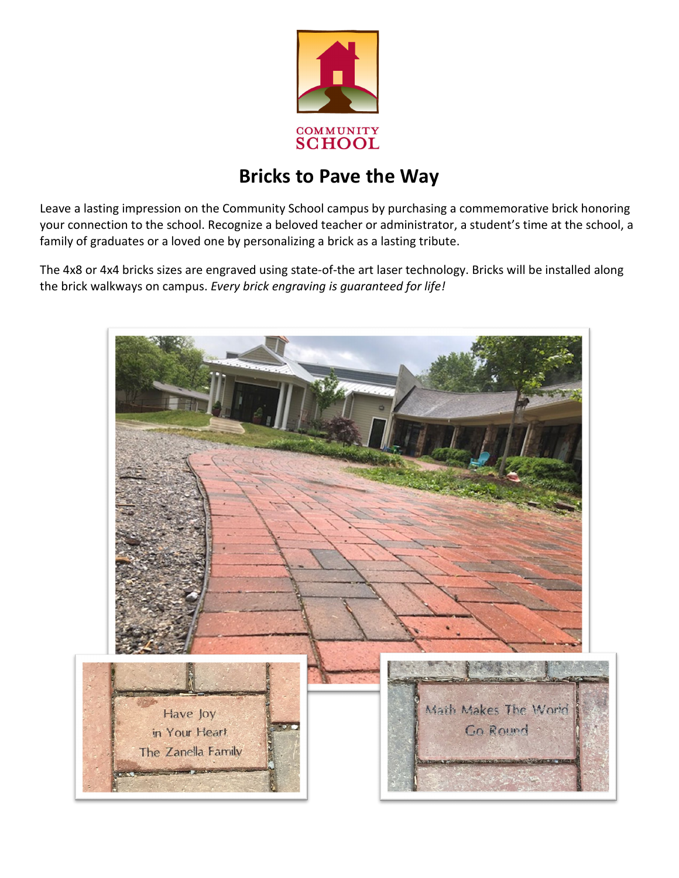COMMUNITY SCHOOL

# Bricks to Pave the Way

Leave a lasting impression on the Community School campus by purchasing a commemorative brick honoring your connection to the school. Recognize a beloved teacher or administrator, a student's time at the school, a family of graduates or a loved one by personalizing a brick as a lasting tribute.

The 4x8 or 4x4 bricks sizes are engraved using state-of-the art laser technology. Bricks will be installed along the brick walkways on campus. *Every brick engraving is guaranteed for life!*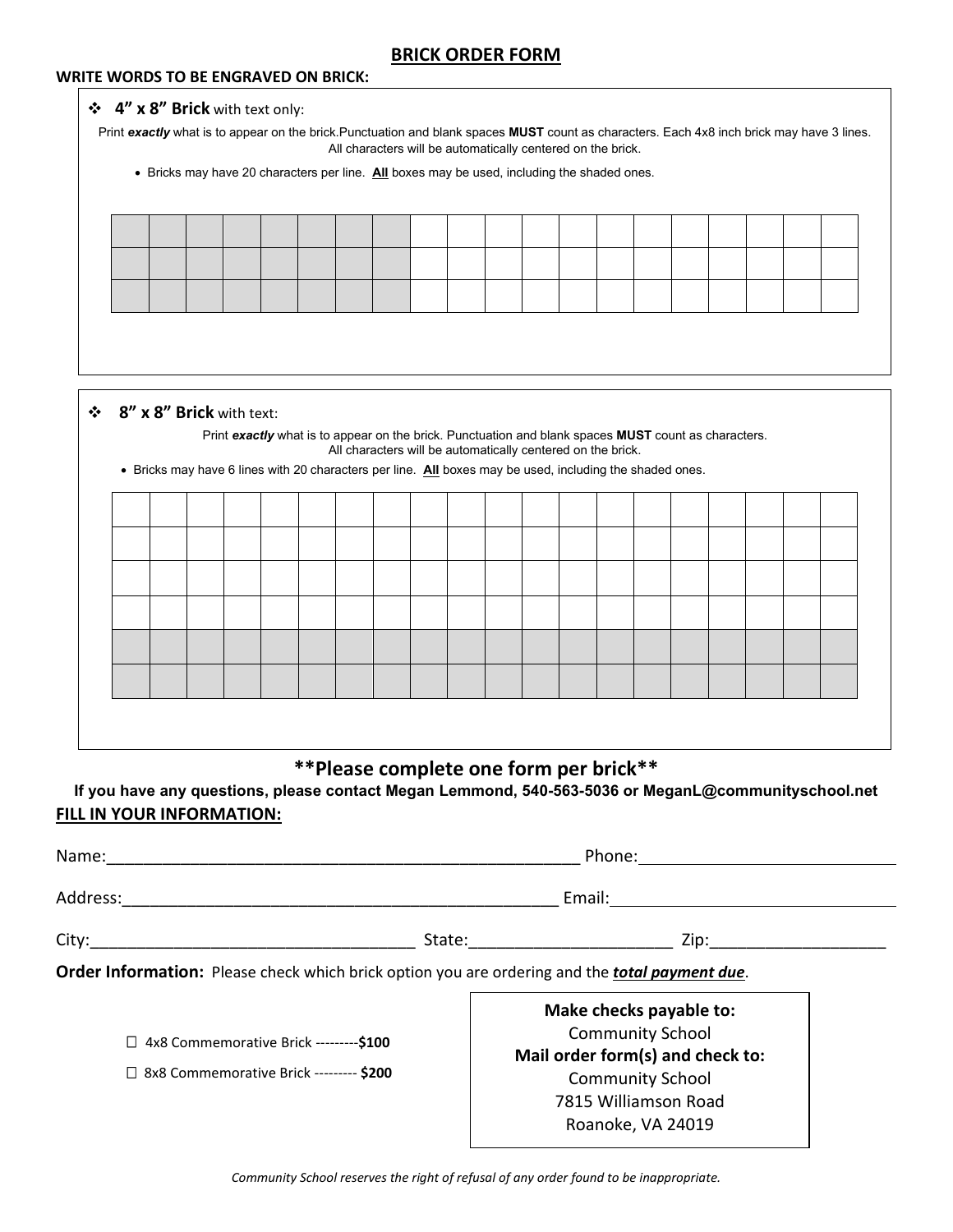# BRICK ORDER FORM

**WRITE WORDS TO BE ENGRAVED ON BRICK:**

- **4" x 8" Brick** with text only:

Print ***exactly*** what is to appear on the brick.Punctuation and blank spaces **MUST** count as characters. Each 4x8 inch brick may have 3 lines. All characters will be automatically centered on the brick.

- Bricks may have 20 characters per line. **All** boxes may be used, including the shaded ones.

| | | | | | | | | | | | | | | | | | | | |
|---|---|---|---|---|---|---|---|---|---|---|---|---|---|---|---|---|---|---|---|
| | | | | | | | | | | | | | | | | | | | |
| | | | | | | | | | | | | | | | | | | | |
| | | | | | | | | | | | | | | | | | | | |

- **8" x 8" Brick** with text:

Print ***exactly*** what is to appear on the brick. Punctuation and blank spaces **MUST** count as characters. All characters will be automatically centered on the brick.

- Bricks may have 6 lines with 20 characters per line. **All** boxes may be used, including the shaded ones.

| | | | | | | | | | | | | | | | | | | | |
|---|---|---|---|---|---|---|---|---|---|---|---|---|---|---|---|---|---|---|---|
| | | | | | | | | | | | | | | | | | | | |
| | | | | | | | | | | | | | | | | | | | |
| | | | | | | | | | | | | | | | | | | | |
| | | | | | | | | | | | | | | | | | | | |
| | | | | | | | | | | | | | | | | | | | |
| | | | | | | | | | | | | | | | | | | | |

## **Please complete one form per brick**

**If you have any questions, please contact Megan Lemmond, 540-563-5036 or MeganL@communityschool.net**

**FILL IN YOUR INFORMATION:**

Name:\_\_\_\_\_\_\_\_\_\_\_\_\_\_\_\_\_\_\_\_\_\_\_\_\_\_\_\_\_\_\_\_\_\_\_\_\_\_\_\_\_\_\_\_\_\_\_\_\_\_\_\_ Phone:\_\_\_\_\_\_\_\_\_\_\_\_\_\_\_\_\_\_\_\_\_\_\_\_\_\_\_\_

Address:\_\_\_\_\_\_\_\_\_\_\_\_\_\_\_\_\_\_\_\_\_\_\_\_\_\_\_\_\_\_\_\_\_\_\_\_\_\_\_\_\_\_\_\_\_\_\_\_ Email:\_\_\_\_\_\_\_\_\_\_\_\_\_\_\_\_\_\_\_\_\_\_\_\_\_\_\_\_\_\_\_\_

City:\_\_\_\_\_\_\_\_\_\_\_\_\_\_\_\_\_\_\_\_\_\_\_\_\_\_\_\_\_\_\_\_\_\_\_\_ State:\_\_\_\_\_\_\_\_\_\_\_\_\_\_\_\_\_\_\_\_\_\_ Zip:\_\_\_\_\_\_\_\_\_\_\_\_\_\_\_\_\_\_\_

**Order Information:** Please check which brick option you are ordering and the ***total payment due***.

☐ 4x8 Commemorative Brick ---------**$100**

☐ 8x8 Commemorative Brick --------- **$200**

**Make checks payable to:**
Community School
**Mail order form(s) and check to:**
Community School
7815 Williamson Road
Roanoke, VA 24019

*Community School reserves the right of refusal of any order found to be inappropriate.*